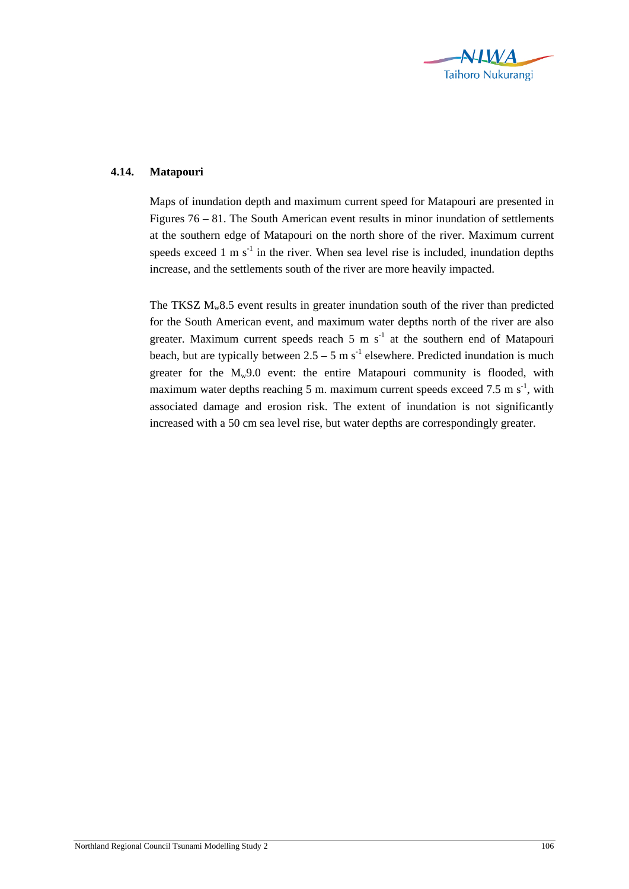## 4.14. Matapouri

Maps of inundation depth and maximum current speed for Matapouri are presented in Figures 76 – 81. The South American event results in minor inundation of settlements at the southern edge of Matapouri on the north shore of the river. Maximum current speeds exceed 1 m $s^{-1}$ in the river. When sea level rise is included, inundation depths increase, and the settlements south of the river are more heavily impacted.

The TKSZ $M_w$8.5 event results in greater inundation south of the river than predicted for the South American event, and maximum water depths north of the river are also greater. Maximum current speeds reach 5 m $s^{-1}$ at the southern end of Matapouri beach, but are typically between 2.5 – 5 m $s^{-1}$ elsewhere. Predicted inundation is much greater for the $M_w$9.0 event: the entire Matapouri community is flooded, with maximum water depths reaching 5 m. maximum current speeds exceed 7.5 m $s^{-1}$, with associated damage and erosion risk. The extent of inundation is not significantly increased with a 50 cm sea level rise, but water depths are correspondingly greater.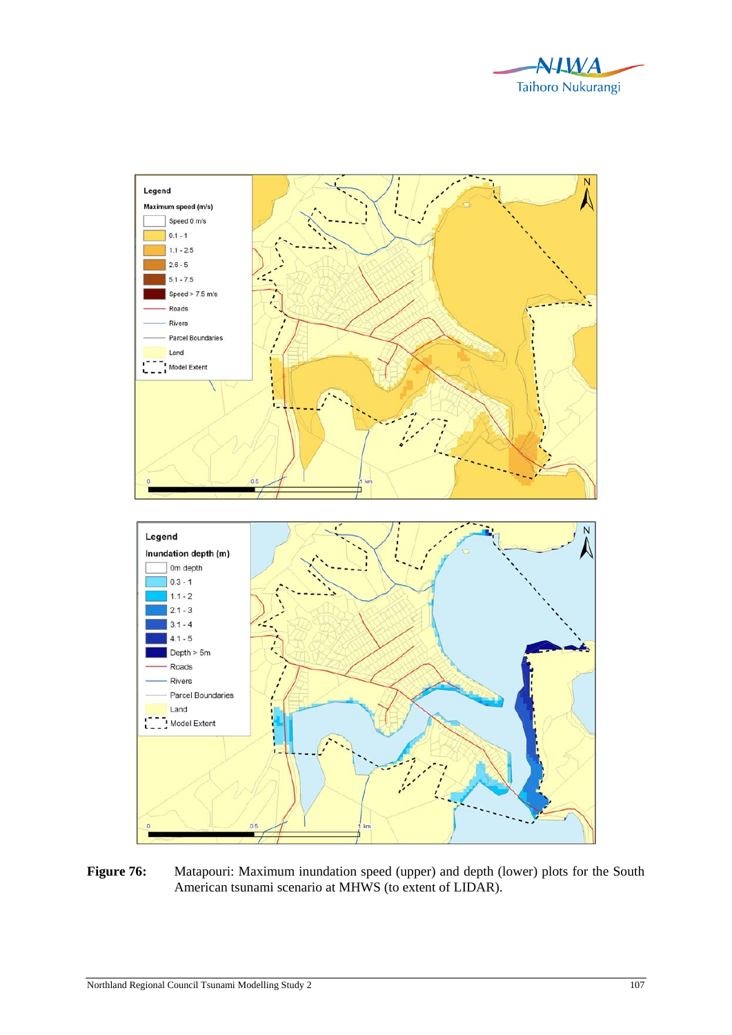**Figure 76:** Matapouri: Maximum inundation speed (upper) and depth (lower) plots for the South American tsunami scenario at MHWS (to extent of LIDAR).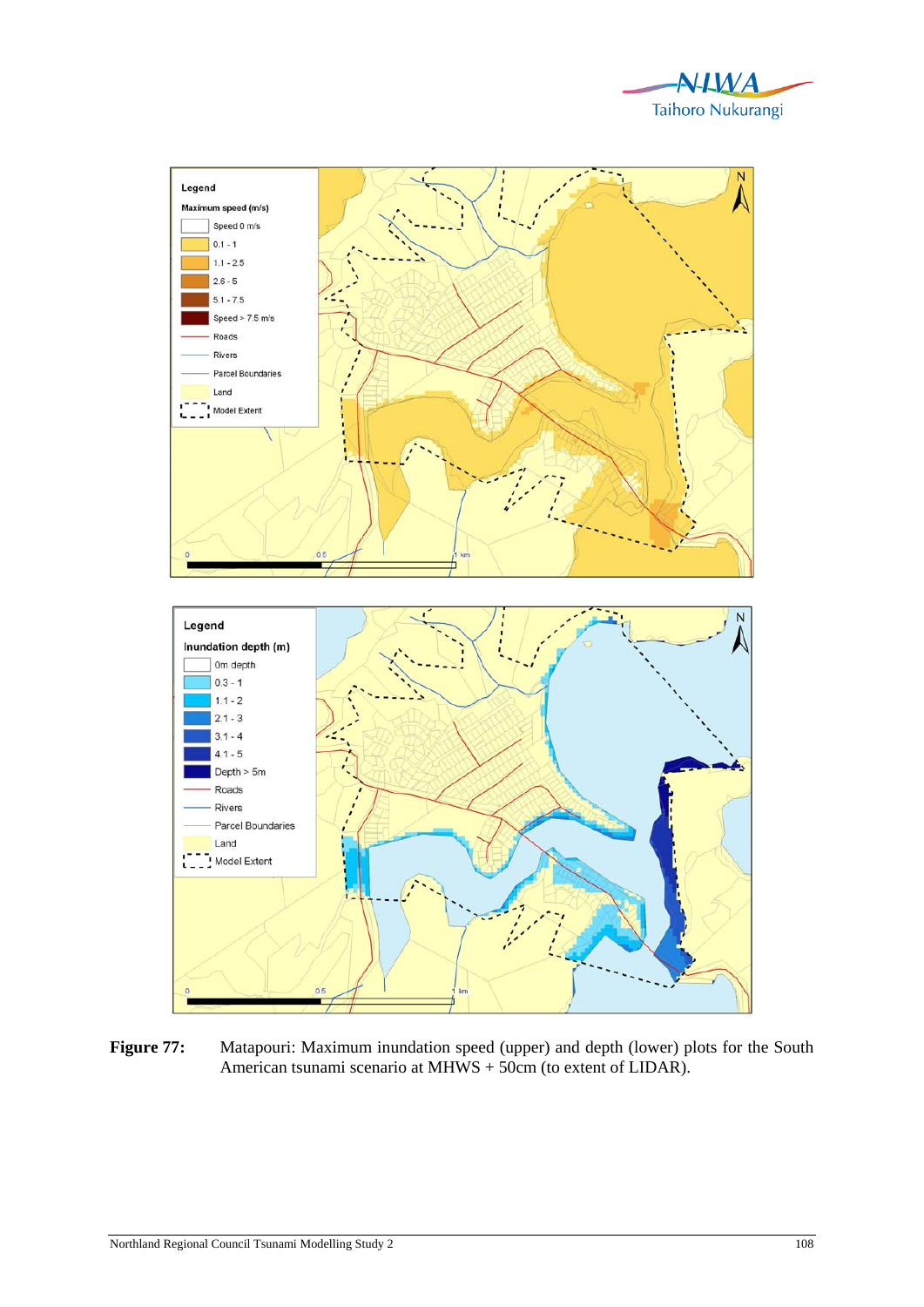**Figure 77:** Matapouri: Maximum inundation speed (upper) and depth (lower) plots for the South American tsunami scenario at MHWS + 50cm (to extent of LIDAR).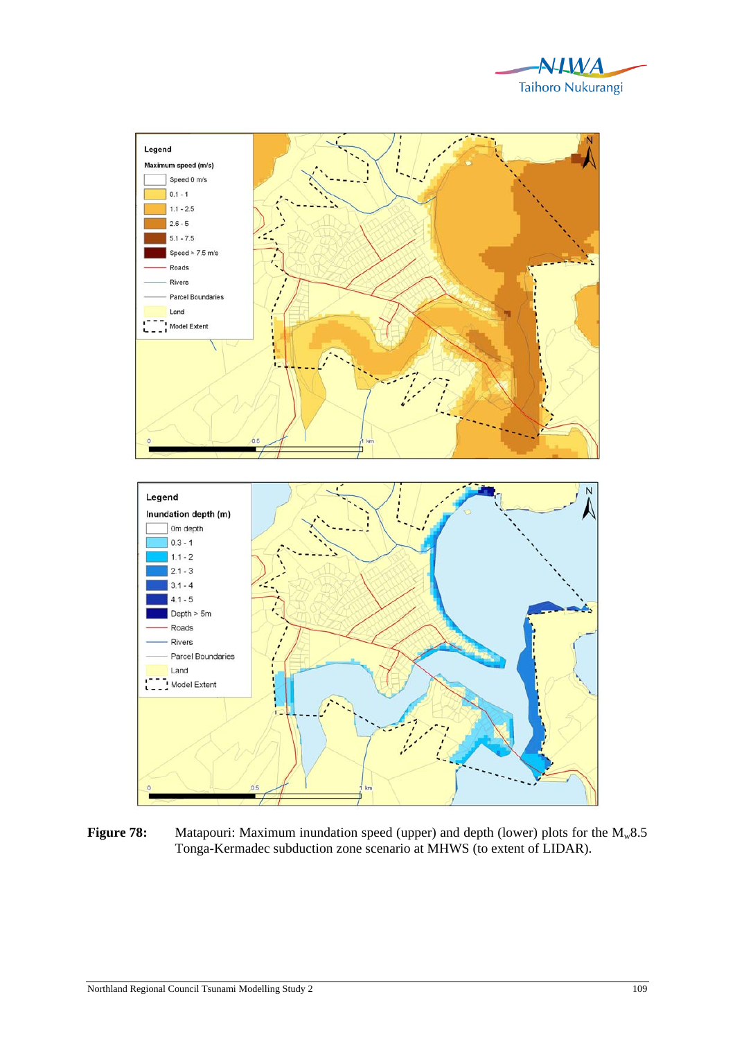**Figure 78:** Matapouri: Maximum inundation speed (upper) and depth (lower) plots for the $M_w$8.5 Tonga-Kermadec subduction zone scenario at MHWS (to extent of LIDAR).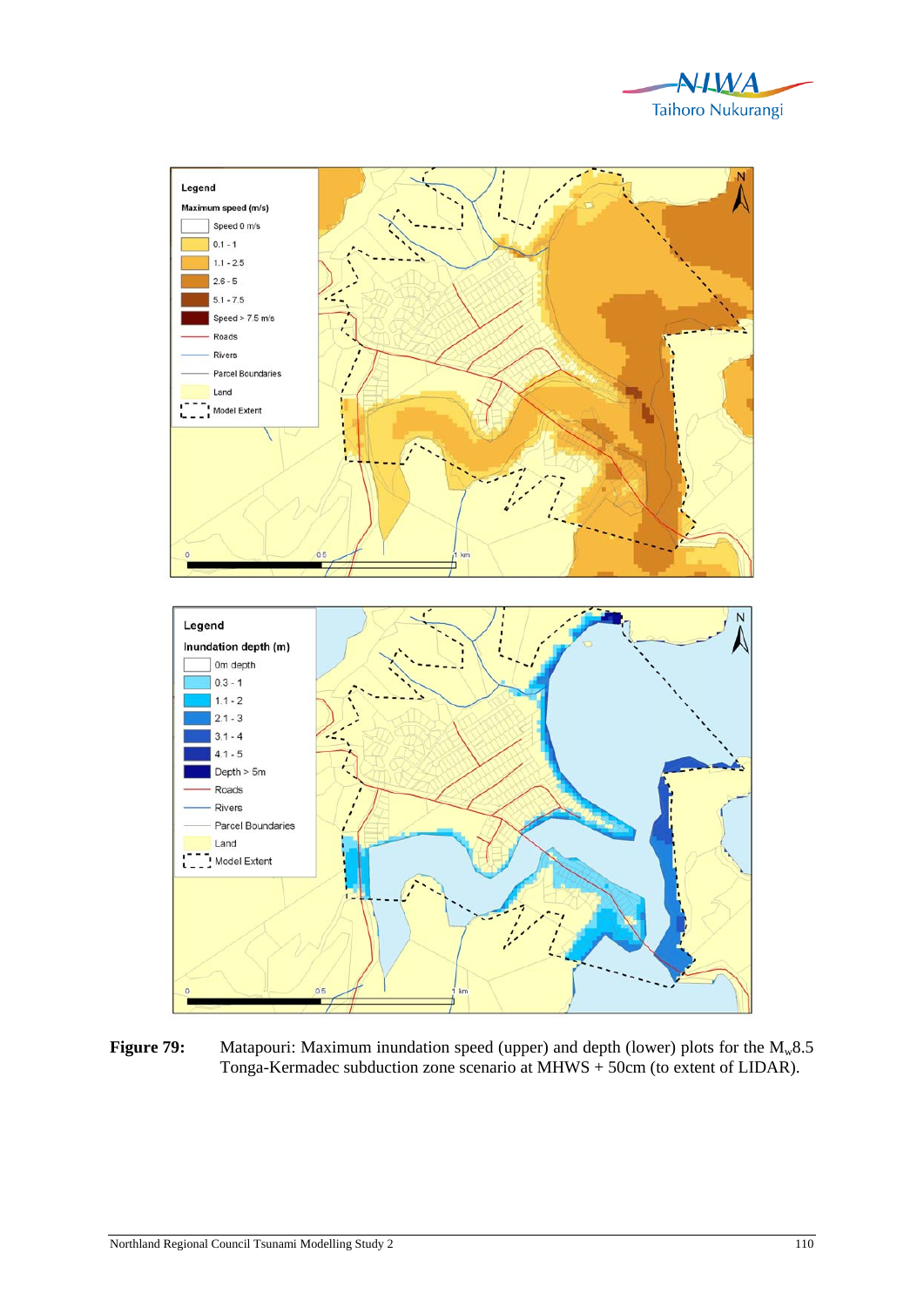**Figure 79:** Matapouri: Maximum inundation speed (upper) and depth (lower) plots for the $M_w$8.5 Tonga-Kermadec subduction zone scenario at MHWS + 50cm (to extent of LIDAR).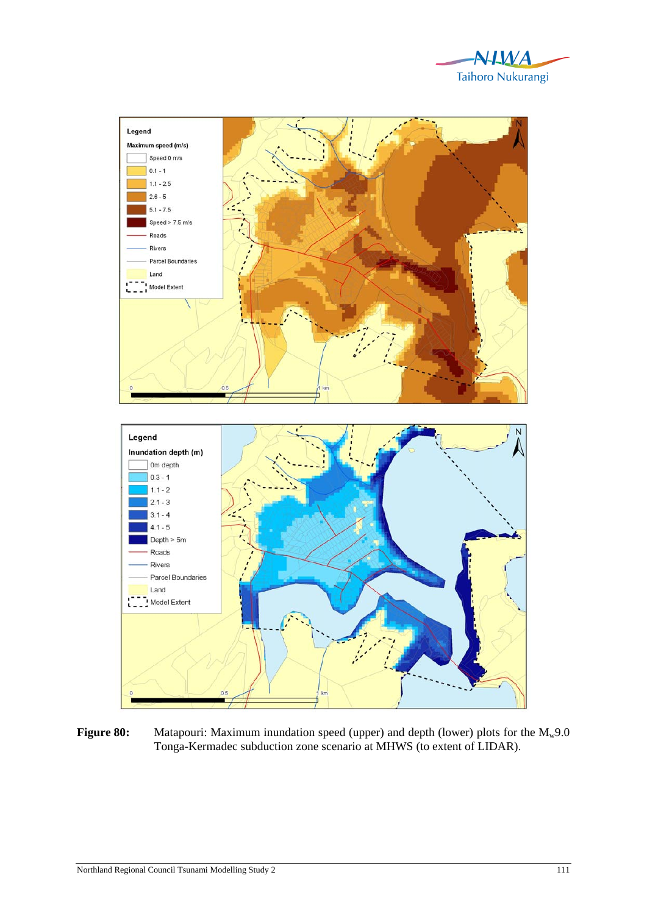**Figure 80:** Matapouri: Maximum inundation speed (upper) and depth (lower) plots for the $M_w$9.0 Tonga-Kermadec subduction zone scenario at MHWS (to extent of LIDAR).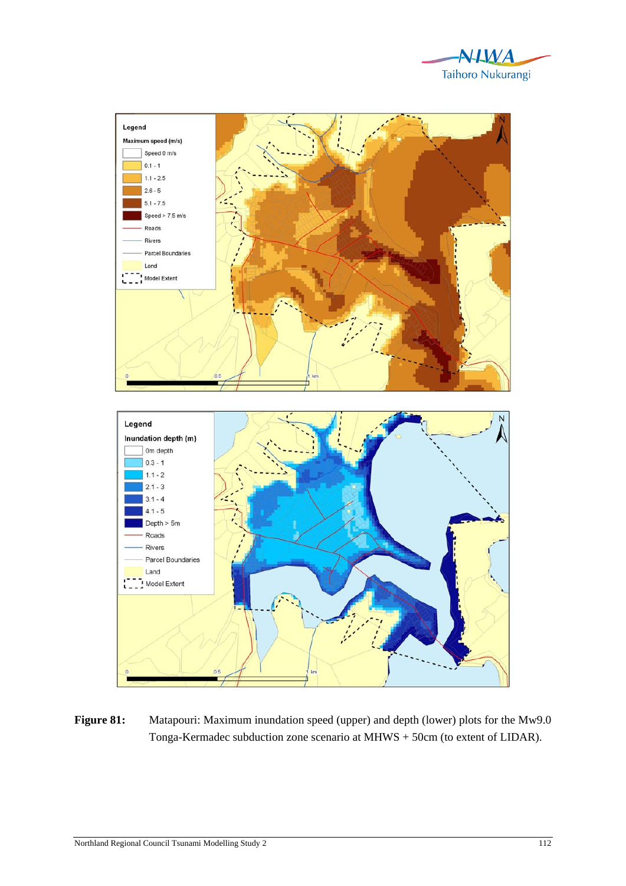Legend

Maximum speed (m/s)

Speed 0 m/s

0.1 - 1

1.1 - 2.5

2.6 - 5

5.1 - 7.5

Speed > 7.5 m/s

Roads

Rivers

Parcel Boundaries

Land

Model Extent

0

0.5

1 km

N

Legend

Inundation depth (m)

0m depth

0.3 - 1

1.1 - 2

2.1 - 3

3.1 - 4

4.1 - 5

Depth > 5m

Roads

Rivers

Parcel Boundaries

Land

Model Extent

0

0.5

1 km

N

**Figure 81:** Matapouri: Maximum inundation speed (upper) and depth (lower) plots for the Mw9.0 Tonga-Kermadec subduction zone scenario at MHWS + 50cm (to extent of LIDAR).